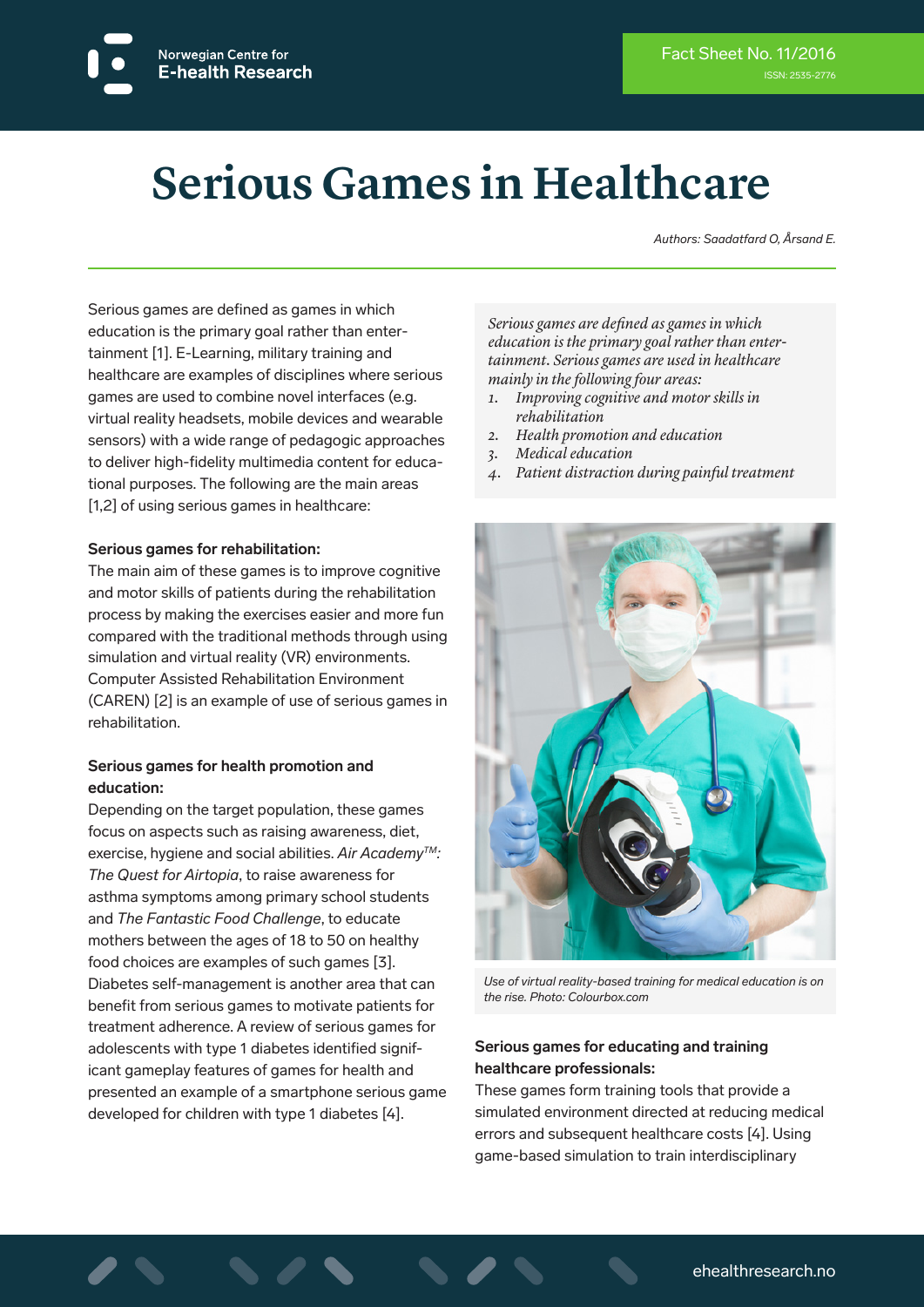Norwegian Centre for
E-health Research

Fact Sheet No. 11/2016
ISSN: 2535-2776

# Serious Games in Healthcare

*Authors: Saadatfard O, Årsand E.*

Serious games are defined as games in which education is the primary goal rather than entertainment [1]. E-Learning, military training and healthcare are examples of disciplines where serious games are used to combine novel interfaces (e.g. virtual reality headsets, mobile devices and wearable sensors) with a wide range of pedagogic approaches to deliver high-fidelity multimedia content for educational purposes. The following are the main areas [1,2] of using serious games in healthcare:

*Serious games are defined as games in which education is the primary goal rather than entertainment. Serious games are used in healthcare mainly in the following four areas:*

1. *Improving cognitive and motor skills in rehabilitation*
2. *Health promotion and education*
3. *Medical education*
4. *Patient distraction during painful treatment*

**Serious games for rehabilitation:**
The main aim of these games is to improve cognitive and motor skills of patients during the rehabilitation process by making the exercises easier and more fun compared with the traditional methods through using simulation and virtual reality (VR) environments. Computer Assisted Rehabilitation Environment (CAREN) [2] is an example of use of serious games in rehabilitation.

**Serious games for health promotion and education:**
Depending on the target population, these games focus on aspects such as raising awareness, diet, exercise, hygiene and social abilities. *Air Academy™: The Quest for Airtopia*, to raise awareness for asthma symptoms among primary school students and *The Fantastic Food Challenge*, to educate mothers between the ages of 18 to 50 on healthy food choices are examples of such games [3]. Diabetes self-management is another area that can benefit from serious games to motivate patients for treatment adherence. A review of serious games for adolescents with type 1 diabetes identified significant gameplay features of games for health and presented an example of a smartphone serious game developed for children with type 1 diabetes [4].

*Use of virtual reality-based training for medical education is on the rise. Photo: Colourbox.com*

**Serious games for educating and training healthcare professionals:**
These games form training tools that provide a simulated environment directed at reducing medical errors and subsequent healthcare costs [4]. Using game-based simulation to train interdisciplinary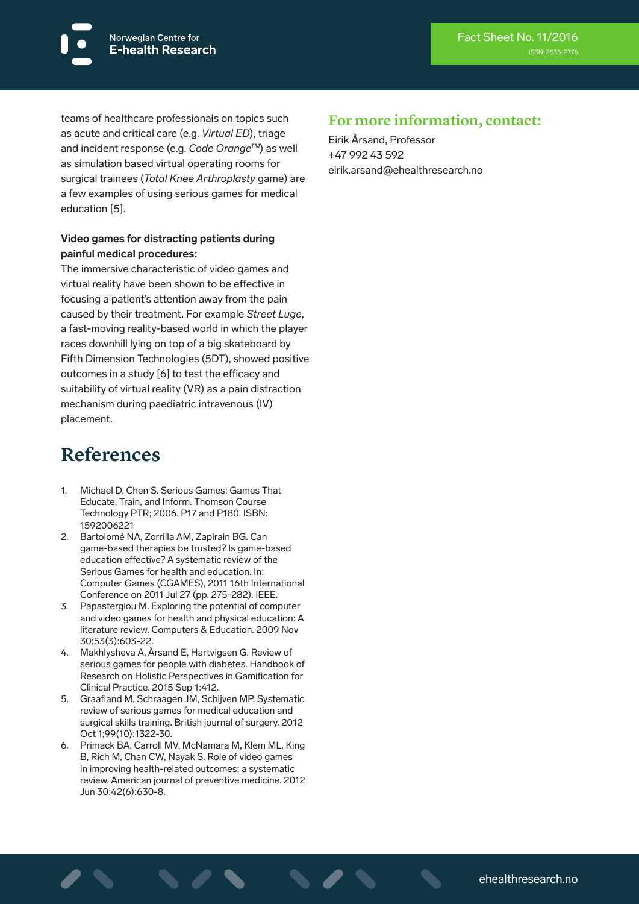teams of healthcare professionals on topics such as acute and critical care (e.g. *Virtual ED*), triage and incident response (e.g. *Code Orange™*) as well as simulation based virtual operating rooms for surgical trainees (*Total Knee Arthroplasty* game) are a few examples of using serious games for medical education [5].

**Video games for distracting patients during painful medical procedures:**

The immersive characteristic of video games and virtual reality have been shown to be effective in focusing a patient's attention away from the pain caused by their treatment. For example *Street Luge*, a fast-moving reality-based world in which the player races downhill lying on top of a big skateboard by Fifth Dimension Technologies (5DT), showed positive outcomes in a study [6] to test the efficacy and suitability of virtual reality (VR) as a pain distraction mechanism during paediatric intravenous (IV) placement.

# References

1. Michael D, Chen S. Serious Games: Games That Educate, Train, and Inform. Thomson Course Technology PTR; 2006. P17 and P180. ISBN: 1592006221
2. Bartolomé NA, Zorrilla AM, Zapirain BG. Can game-based therapies be trusted? Is game-based education effective? A systematic review of the Serious Games for health and education. In: Computer Games (CGAMES), 2011 16th International Conference on 2011 Jul 27 (pp. 275-282). IEEE.
3. Papastergiou M. Exploring the potential of computer and video games for health and physical education: A literature review. Computers & Education. 2009 Nov 30;53(3):603-22.
4. Makhlysheva A, Årsand E, Hartvigsen G. Review of serious games for people with diabetes. Handbook of Research on Holistic Perspectives in Gamification for Clinical Practice. 2015 Sep 1:412.
5. Graafland M, Schraagen JM, Schijven MP. Systematic review of serious games for medical education and surgical skills training. British journal of surgery. 2012 Oct 1;99(10):1322-30.
6. Primack BA, Carroll MV, McNamara M, Klem ML, King B, Rich M, Chan CW, Nayak S. Role of video games in improving health-related outcomes: a systematic review. American journal of preventive medicine. 2012 Jun 30;42(6):630-8.

## For more information, contact:

Eirik Årsand, Professor
+47 992 43 592
eirik.arsand@ehealthresearch.no